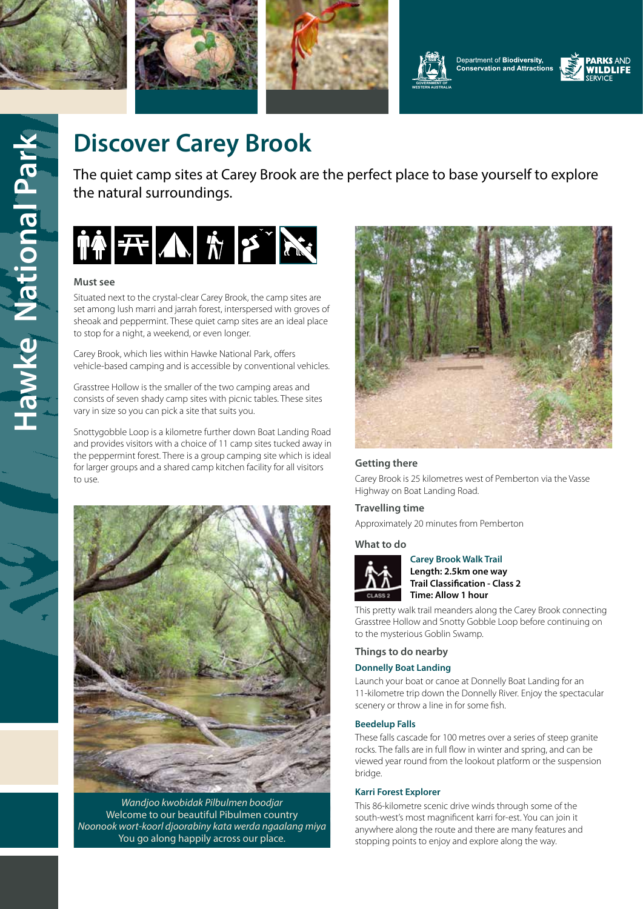Department of **Biodiversity, Conservation and Attractions**

**PARKS AND WILDLIFE SERVICE**

Hawke National Park

# Discover Carey Brook

The quiet camp sites at Carey Brook are the perfect place to base yourself to explore the natural surroundings.

### Must see

Situated next to the crystal-clear Carey Brook, the camp sites are set among lush marri and jarrah forest, interspersed with groves of sheoak and peppermint. These quiet camp sites are an ideal place to stop for a night, a weekend, or even longer.

Carey Brook, which lies within Hawke National Park, offers vehicle-based camping and is accessible by conventional vehicles.

Grasstree Hollow is the smaller of the two camping areas and consists of seven shady camp sites with picnic tables. These sites vary in size so you can pick a site that suits you.

Snottygobble Loop is a kilometre further down Boat Landing Road and provides visitors with a choice of 11 camp sites tucked away in the peppermint forest. There is a group camping site which is ideal for larger groups and a shared camp kitchen facility for all visitors to use.

*Wandjoo kwobidak Pilbulmen boodjar*
Welcome to our beautiful Pibulmen country
*Noonook wort-koorl djoorabiny kata werda ngaalang miya*
You go along happily across our place.

### Getting there

Carey Brook is 25 kilometres west of Pemberton via the Vasse Highway on Boat Landing Road.

### Travelling time

Approximately 20 minutes from Pemberton

### What to do

**Carey Brook Walk Trail**
**Length: 2.5km one way**
**Trail Classification - Class 2**
**Time: Allow 1 hour**

This pretty walk trail meanders along the Carey Brook connecting Grasstree Hollow and Snotty Gobble Loop before continuing on to the mysterious Goblin Swamp.

### Things to do nearby

**Donnelly Boat Landing**

Launch your boat or canoe at Donnelly Boat Landing for an 11-kilometre trip down the Donnelly River. Enjoy the spectacular scenery or throw a line in for some fish.

**Beedelup Falls**

These falls cascade for 100 metres over a series of steep granite rocks. The falls are in full flow in winter and spring, and can be viewed year round from the lookout platform or the suspension bridge.

**Karri Forest Explorer**

This 86-kilometre scenic drive winds through some of the south-west's most magnificent karri for-est. You can join it anywhere along the route and there are many features and stopping points to enjoy and explore along the way.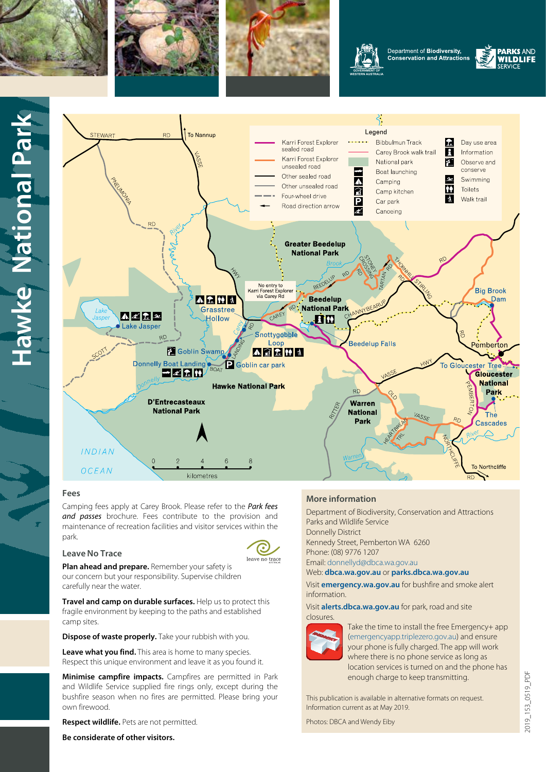Department of **Biodiversity, Conservation and Attractions**

**PARKS** AND **WILDLIFE** SERVICE

# Hawke National Park

## Legend

- Karri Forest Explorer sealed road
- Karri Forest Explorer unsealed road
- Other sealed road
- Other unsealed road
- Four-wheel drive
- Road direction arrow
- Bibbulmun Track
- Carey Brook walk trail
- National park
- Boat launching
- Camping
- Camp kitchen
- Car park
- Canoeing
- Day use area
- Information
- Observe and conserve
- Swimming
- Toilets
- Walk trail

STEWART RD
To Nannup
VASSE
PNEUMONIA
RD
River
HWY
Greater Beedelup National Park
Brook
STONEY CROSSING RD
THORNHILL RD
TARTAN RD
STIRLING RD
BEEDELUP RD
No entry to Karri Forest Explorer via Carey Rd
Beedelup National Park
CHANNYBEARUP
CAREY RD
Big Brook Dam
Lake Jasper
Lake Jasper
Grasstree Hollow
Carey
RD
Snottygobble Loop
Beedelup Falls
RD
Pemberton
SCOTT
RD
Goblin Swamp
LANDING
Donnelly Boat Landing
BOAT
Goblin car park
To Gloucester Tree
Gloucester National Park
VASSE HWY
Donnelly
Hawke National Park
RD
OLD
PEMBERTON
D'Entrecasteaux National Park
RITTER
Warren National Park
VASSE
RD
The Cascades
HEARTBREAK TRL
NORTHCLIFFE
River
Warren
INDIAN OCEAN
0 2 4 6 8
kilometres
To Northcliffe
RD

## Fees

Camping fees apply at Carey Brook. Please refer to the ***Park fees and passes*** brochure. Fees contribute to the provision and maintenance of recreation facilities and visitor services within the park.

## Leave No Trace

**Plan ahead and prepare.** Remember your safety is our concern but your responsibility. Supervise children carefully near the water.

**Travel and camp on durable surfaces.** Help us to protect this fragile environment by keeping to the paths and established camp sites.

**Dispose of waste properly.** Take your rubbish with you.

**Leave what you find.** This area is home to many species. Respect this unique environment and leave it as you found it.

**Minimise campfire impacts.** Campfires are permitted in Park and Wildlife Service supplied fire rings only, except during the bushfire season when no fires are permitted. Please bring your own firewood.

**Respect wildlife.** Pets are not permitted.

**Be considerate of other visitors.**

## More information

Department of Biodiversity, Conservation and Attractions
Parks and Wildlife Service
Donnelly District
Kennedy Street, Pemberton WA 6260
Phone: (08) 9776 1207
Email: donnellyd@dbca.wa.gov.au
Web: **dbca.wa.gov.au** or **parks.dbca.wa.gov.au**

Visit **emergency.wa.gov.au** for bushfire and smoke alert information.

Visit **alerts.dbca.wa.gov.au** for park, road and site closures.

Take the time to install the free Emergency+ app (emergencyapp.triplezero.gov.au) and ensure your phone is fully charged. The app will work where there is no phone service as long as location services is turned on and the phone has enough charge to keep transmitting.

This publication is available in alternative formats on request.
Information current as at May 2019.

Photos: DBCA and Wendy Eiby

2019_153_0519_PDF